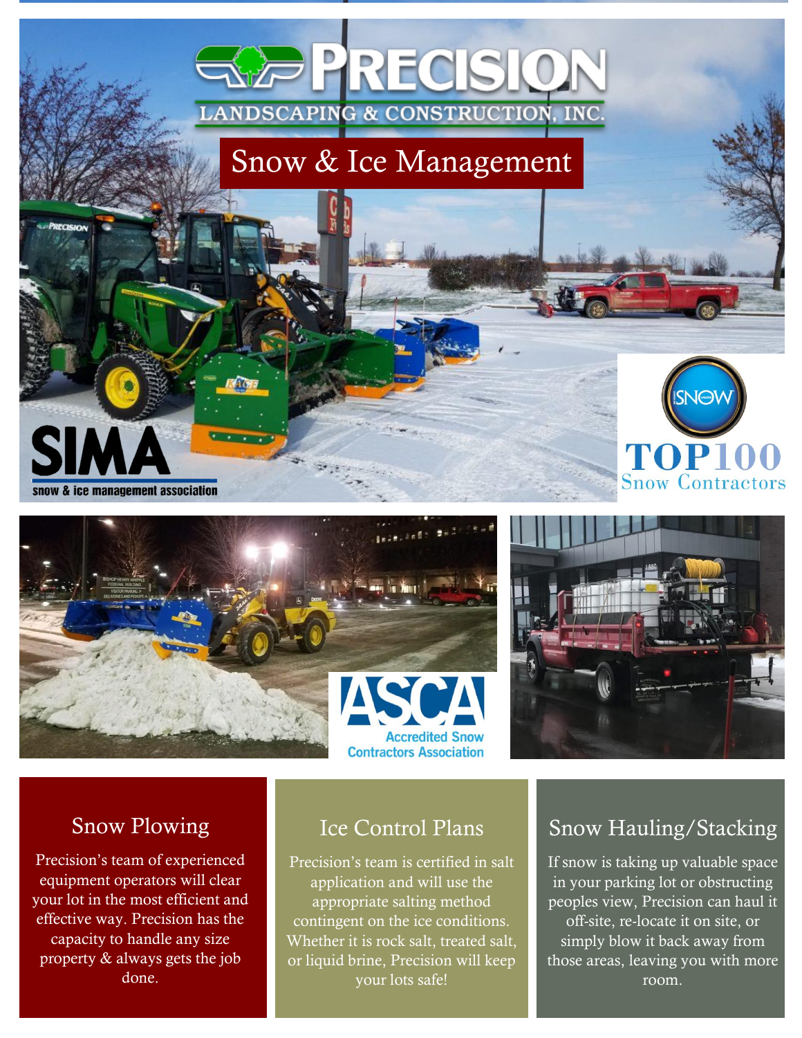# PRECISION

LANDSCAPING & CONSTRUCTION, INC.

## Snow & Ice Management

### Snow Plowing

Precision's team of experienced equipment operators will clear your lot in the most efficient and effective way. Precision has the capacity to handle any size property & always gets the job done.

### Ice Control Plans

Precision's team is certified in salt application and will use the appropriate salting method contingent on the ice conditions. Whether it is rock salt, treated salt, or liquid brine, Precision will keep your lots safe!

### Snow Hauling/Stacking

If snow is taking up valuable space in your parking lot or obstructing peoples view, Precision can haul it off-site, re-locate it on site, or simply blow it back away from those areas, leaving you with more room.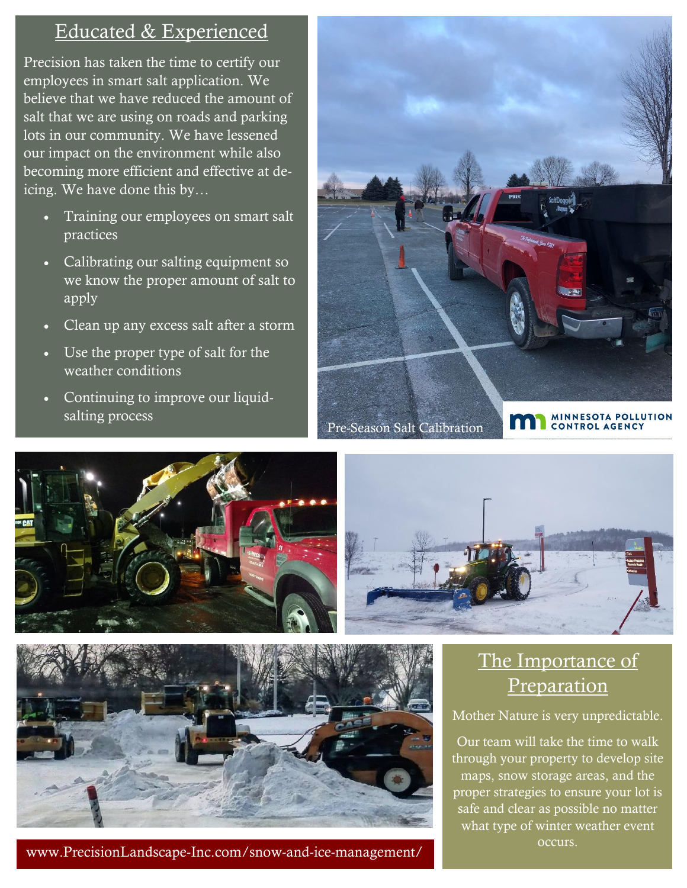## Educated & Experienced

Precision has taken the time to certify our employees in smart salt application. We believe that we have reduced the amount of salt that we are using on roads and parking lots in our community. We have lessened our impact on the environment while also becoming more efficient and effective at de-icing. We have done this by…

- Training our employees on smart salt practices
- Calibrating our salting equipment so we know the proper amount of salt to apply
- Clean up any excess salt after a storm
- Use the proper type of salt for the weather conditions
- Continuing to improve our liquid-salting process

Pre-Season Salt Calibration

MINNESOTA POLLUTION CONTROL AGENCY

## The Importance of Preparation

Mother Nature is very unpredictable.

Our team will take the time to walk through your property to develop site maps, snow storage areas, and the proper strategies to ensure your lot is safe and clear as possible no matter what type of winter weather event occurs.

www.PrecisionLandscape-Inc.com/snow-and-ice-management/